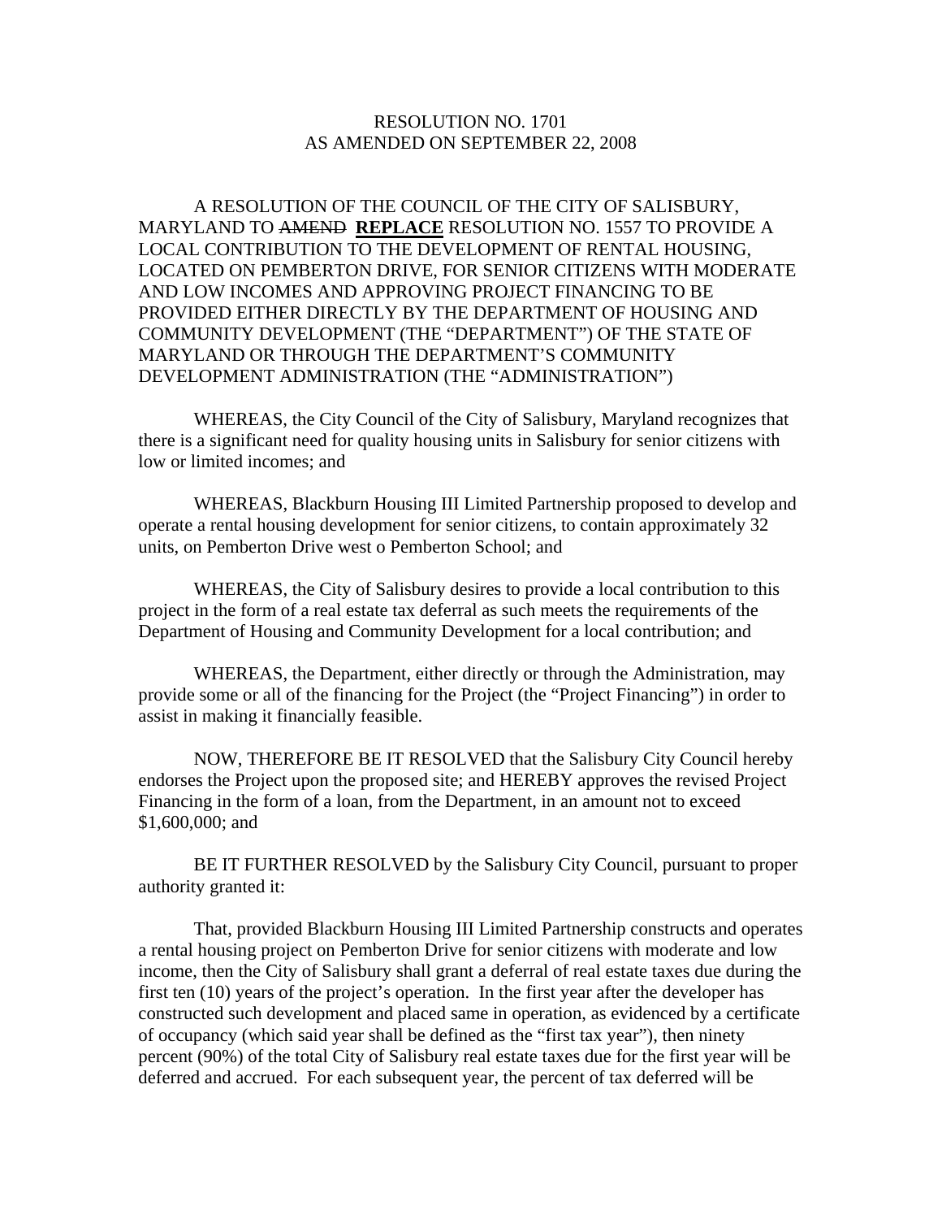RESOLUTION NO. 1701
AS AMENDED ON SEPTEMBER 22, 2008

A RESOLUTION OF THE COUNCIL OF THE CITY OF SALISBURY, MARYLAND TO ~~AMEND~~ **REPLACE** RESOLUTION NO. 1557 TO PROVIDE A LOCAL CONTRIBUTION TO THE DEVELOPMENT OF RENTAL HOUSING, LOCATED ON PEMBERTON DRIVE, FOR SENIOR CITIZENS WITH MODERATE AND LOW INCOMES AND APPROVING PROJECT FINANCING TO BE PROVIDED EITHER DIRECTLY BY THE DEPARTMENT OF HOUSING AND COMMUNITY DEVELOPMENT (THE "DEPARTMENT") OF THE STATE OF MARYLAND OR THROUGH THE DEPARTMENT'S COMMUNITY DEVELOPMENT ADMINISTRATION (THE "ADMINISTRATION")

WHEREAS, the City Council of the City of Salisbury, Maryland recognizes that there is a significant need for quality housing units in Salisbury for senior citizens with low or limited incomes; and

WHEREAS, Blackburn Housing III Limited Partnership proposed to develop and operate a rental housing development for senior citizens, to contain approximately 32 units, on Pemberton Drive west o Pemberton School; and

WHEREAS, the City of Salisbury desires to provide a local contribution to this project in the form of a real estate tax deferral as such meets the requirements of the Department of Housing and Community Development for a local contribution; and

WHEREAS, the Department, either directly or through the Administration, may provide some or all of the financing for the Project (the "Project Financing") in order to assist in making it financially feasible.

NOW, THEREFORE BE IT RESOLVED that the Salisbury City Council hereby endorses the Project upon the proposed site; and HEREBY approves the revised Project Financing in the form of a loan, from the Department, in an amount not to exceed $1,600,000; and

BE IT FURTHER RESOLVED by the Salisbury City Council, pursuant to proper authority granted it:

That, provided Blackburn Housing III Limited Partnership constructs and operates a rental housing project on Pemberton Drive for senior citizens with moderate and low income, then the City of Salisbury shall grant a deferral of real estate taxes due during the first ten (10) years of the project's operation. In the first year after the developer has constructed such development and placed same in operation, as evidenced by a certificate of occupancy (which said year shall be defined as the "first tax year"), then ninety percent (90%) of the total City of Salisbury real estate taxes due for the first year will be deferred and accrued. For each subsequent year, the percent of tax deferred will be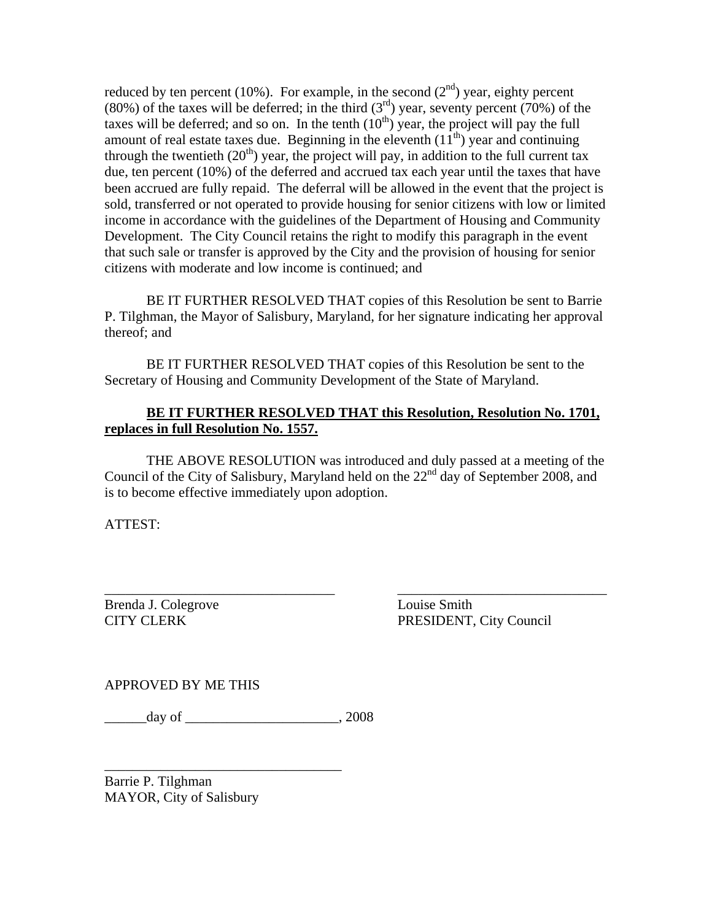reduced by ten percent (10%). For example, in the second (2nd) year, eighty percent (80%) of the taxes will be deferred; in the third (3rd) year, seventy percent (70%) of the taxes will be deferred; and so on. In the tenth (10th) year, the project will pay the full amount of real estate taxes due. Beginning in the eleventh (11th) year and continuing through the twentieth (20th) year, the project will pay, in addition to the full current tax due, ten percent (10%) of the deferred and accrued tax each year until the taxes that have been accrued are fully repaid. The deferral will be allowed in the event that the project is sold, transferred or not operated to provide housing for senior citizens with low or limited income in accordance with the guidelines of the Department of Housing and Community Development. The City Council retains the right to modify this paragraph in the event that such sale or transfer is approved by the City and the provision of housing for senior citizens with moderate and low income is continued; and

BE IT FURTHER RESOLVED THAT copies of this Resolution be sent to Barrie P. Tilghman, the Mayor of Salisbury, Maryland, for her signature indicating her approval thereof; and

BE IT FURTHER RESOLVED THAT copies of this Resolution be sent to the Secretary of Housing and Community Development of the State of Maryland.

**BE IT FURTHER RESOLVED THAT this Resolution, Resolution No. 1701, replaces in full Resolution No. 1557.**

THE ABOVE RESOLUTION was introduced and duly passed at a meeting of the Council of the City of Salisbury, Maryland held on the 22nd day of September 2008, and is to become effective immediately upon adoption.

ATTEST:

_________________________________ _______________________________

Brenda J. Colegrove
CITY CLERK

Louise Smith
PRESIDENT, City Council

APPROVED BY ME THIS

______day of ______________________, 2008

__________________________________

Barrie P. Tilghman
MAYOR, City of Salisbury